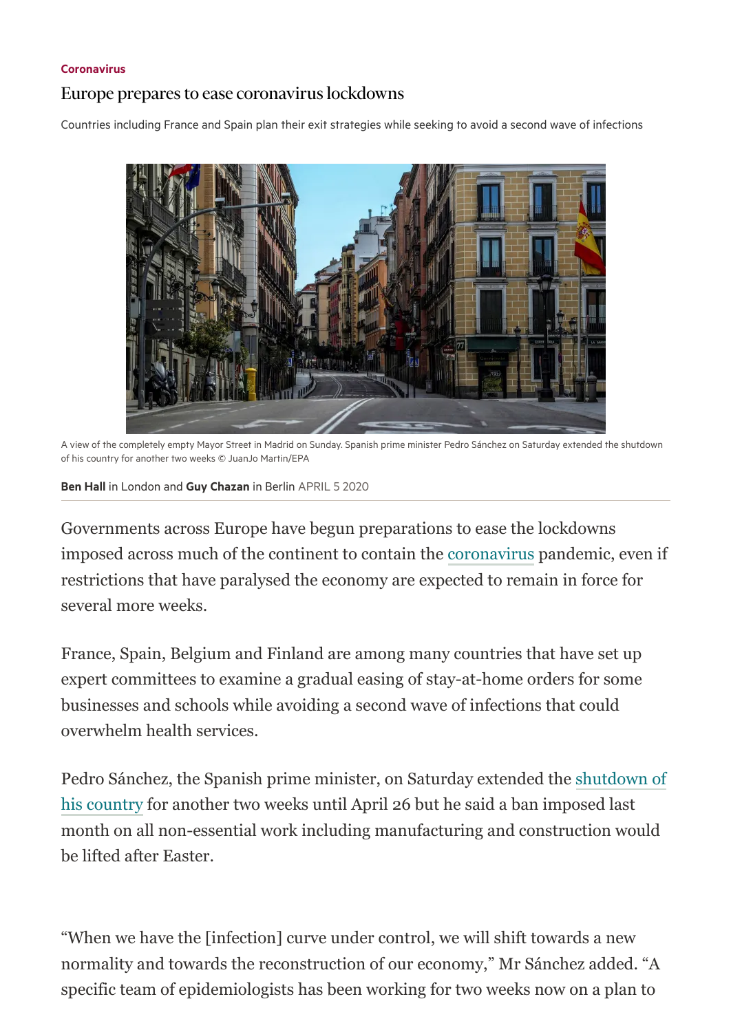Coronavirus

# Europe prepares to ease coronavirus lockdowns

Countries including France and Spain plan their exit strategies while seeking to avoid a second wave of infections

A view of the completely empty Mayor Street in Madrid on Sunday. Spanish prime minister Pedro Sánchez on Saturday extended the shutdown of his country for another two weeks © JuanJo Martin/EPA

**Ben Hall** in London and **Guy Chazan** in Berlin APRIL 5 2020

Governments across Europe have begun preparations to ease the lockdowns imposed across much of the continent to contain the coronavirus pandemic, even if restrictions that have paralysed the economy are expected to remain in force for several more weeks.

France, Spain, Belgium and Finland are among many countries that have set up expert committees to examine a gradual easing of stay-at-home orders for some businesses and schools while avoiding a second wave of infections that could overwhelm health services.

Pedro Sánchez, the Spanish prime minister, on Saturday extended the shutdown of his country for another two weeks until April 26 but he said a ban imposed last month on all non-essential work including manufacturing and construction would be lifted after Easter.

"When we have the [infection] curve under control, we will shift towards a new normality and towards the reconstruction of our economy," Mr Sánchez added. "A specific team of epidemiologists has been working for two weeks now on a plan to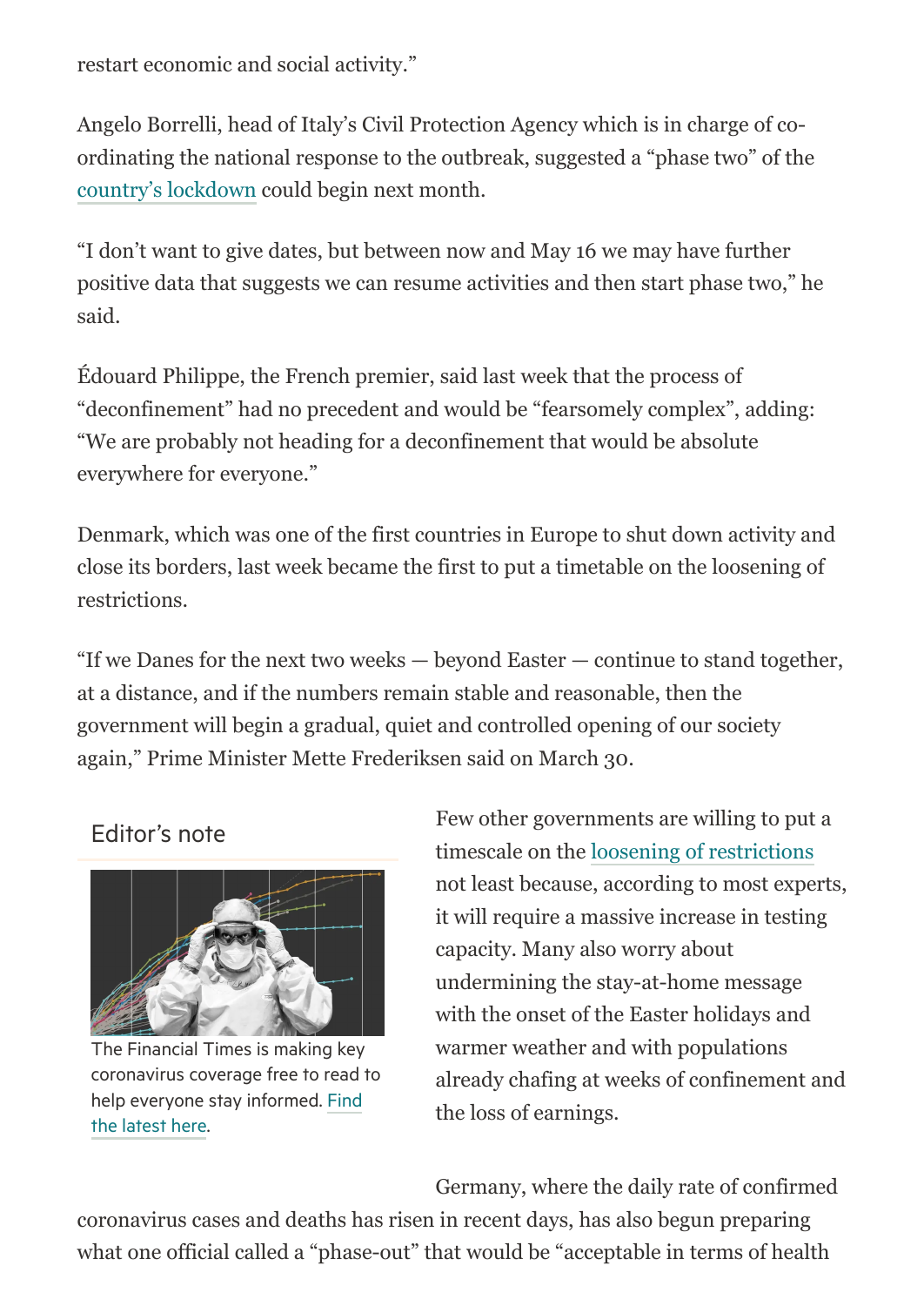restart economic and social activity."

Angelo Borrelli, head of Italy's Civil Protection Agency which is in charge of co-ordinating the national response to the outbreak, suggested a "phase two" of the country's lockdown could begin next month.

"I don't want to give dates, but between now and May 16 we may have further positive data that suggests we can resume activities and then start phase two," he said.

Édouard Philippe, the French premier, said last week that the process of "deconfinement" had no precedent and would be "fearsomely complex", adding: "We are probably not heading for a deconfinement that would be absolute everywhere for everyone."

Denmark, which was one of the first countries in Europe to shut down activity and close its borders, last week became the first to put a timetable on the loosening of restrictions.

"If we Danes for the next two weeks — beyond Easter — continue to stand together, at a distance, and if the numbers remain stable and reasonable, then the government will begin a gradual, quiet and controlled opening of our society again," Prime Minister Mette Frederiksen said on March 30.

Editor's note

The Financial Times is making key coronavirus coverage free to read to help everyone stay informed. Find the latest here.

Few other governments are willing to put a timescale on the loosening of restrictions not least because, according to most experts, it will require a massive increase in testing capacity. Many also worry about undermining the stay-at-home message with the onset of the Easter holidays and warmer weather and with populations already chafing at weeks of confinement and the loss of earnings.

Germany, where the daily rate of confirmed coronavirus cases and deaths has risen in recent days, has also begun preparing what one official called a "phase-out" that would be "acceptable in terms of health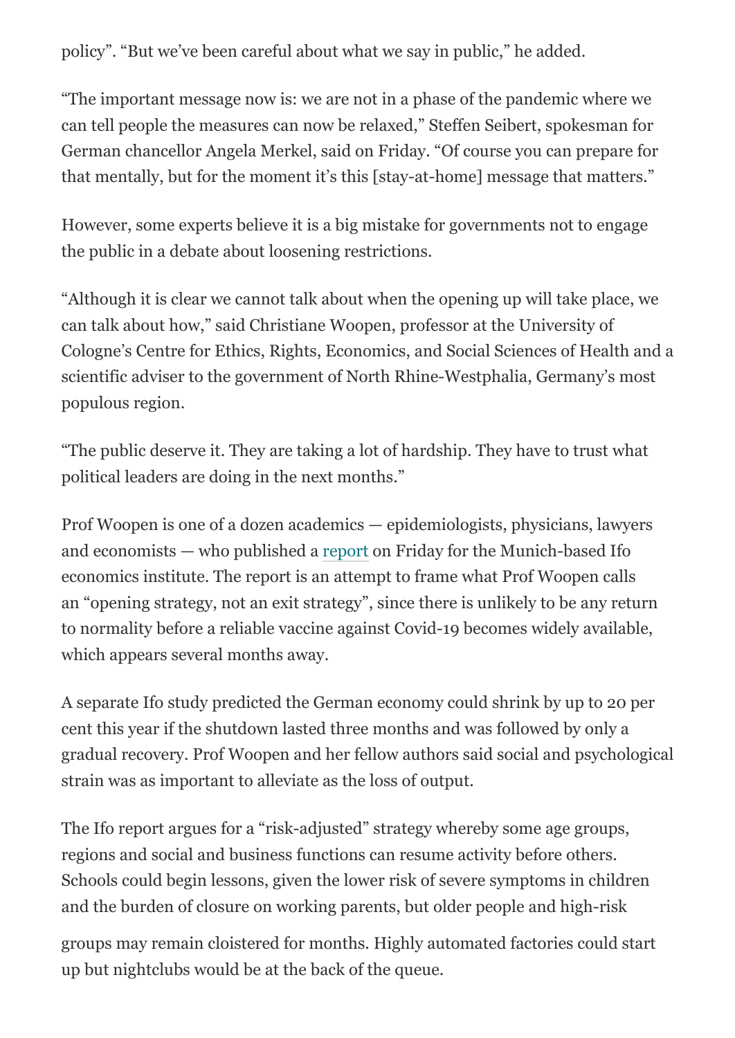policy". "But we've been careful about what we say in public," he added.

"The important message now is: we are not in a phase of the pandemic where we can tell people the measures can now be relaxed," Steffen Seibert, spokesman for German chancellor Angela Merkel, said on Friday. "Of course you can prepare for that mentally, but for the moment it's this [stay-at-home] message that matters."

However, some experts believe it is a big mistake for governments not to engage the public in a debate about loosening restrictions.

"Although it is clear we cannot talk about when the opening up will take place, we can talk about how," said Christiane Woopen, professor at the University of Cologne's Centre for Ethics, Rights, Economics, and Social Sciences of Health and a scientific adviser to the government of North Rhine-Westphalia, Germany's most populous region.

"The public deserve it. They are taking a lot of hardship. They have to trust what political leaders are doing in the next months."

Prof Woopen is one of a dozen academics — epidemiologists, physicians, lawyers and economists — who published a report on Friday for the Munich-based Ifo economics institute. The report is an attempt to frame what Prof Woopen calls an "opening strategy, not an exit strategy", since there is unlikely to be any return to normality before a reliable vaccine against Covid-19 becomes widely available, which appears several months away.

A separate Ifo study predicted the German economy could shrink by up to 20 per cent this year if the shutdown lasted three months and was followed by only a gradual recovery. Prof Woopen and her fellow authors said social and psychological strain was as important to alleviate as the loss of output.

The Ifo report argues for a "risk-adjusted" strategy whereby some age groups, regions and social and business functions can resume activity before others. Schools could begin lessons, given the lower risk of severe symptoms in children and the burden of closure on working parents, but older people and high-risk groups may remain cloistered for months. Highly automated factories could start up but nightclubs would be at the back of the queue.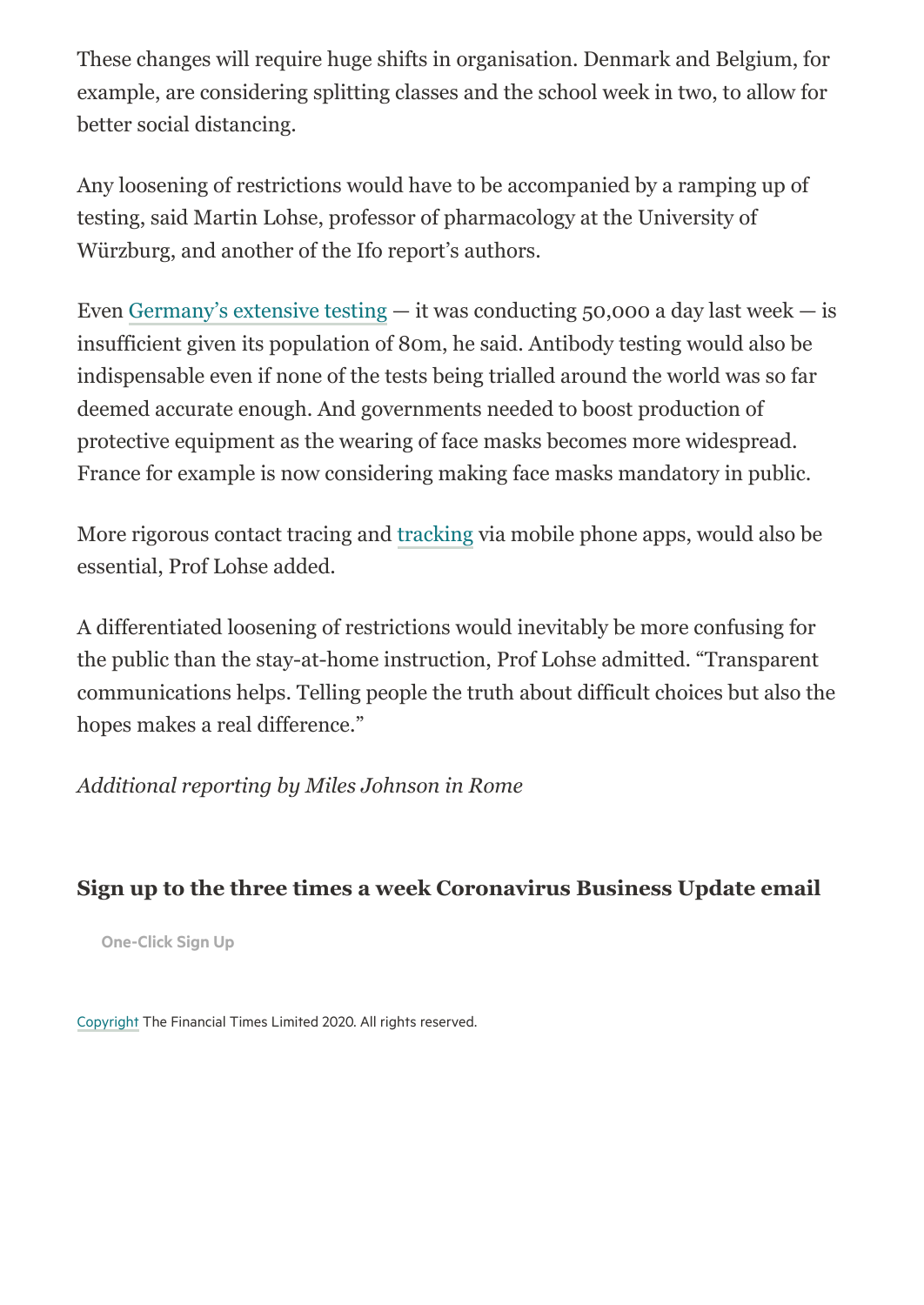These changes will require huge shifts in organisation. Denmark and Belgium, for example, are considering splitting classes and the school week in two, to allow for better social distancing.

Any loosening of restrictions would have to be accompanied by a ramping up of testing, said Martin Lohse, professor of pharmacology at the University of Würzburg, and another of the Ifo report's authors.

Even Germany's extensive testing — it was conducting 50,000 a day last week — is insufficient given its population of 80m, he said. Antibody testing would also be indispensable even if none of the tests being trialled around the world was so far deemed accurate enough. And governments needed to boost production of protective equipment as the wearing of face masks becomes more widespread. France for example is now considering making face masks mandatory in public.

More rigorous contact tracing and tracking via mobile phone apps, would also be essential, Prof Lohse added.

A differentiated loosening of restrictions would inevitably be more confusing for the public than the stay-at-home instruction, Prof Lohse admitted. "Transparent communications helps. Telling people the truth about difficult choices but also the hopes makes a real difference."

*Additional reporting by Miles Johnson in Rome*

### Sign up to the three times a week Coronavirus Business Update email

One-Click Sign Up

Copyright The Financial Times Limited 2020. All rights reserved.